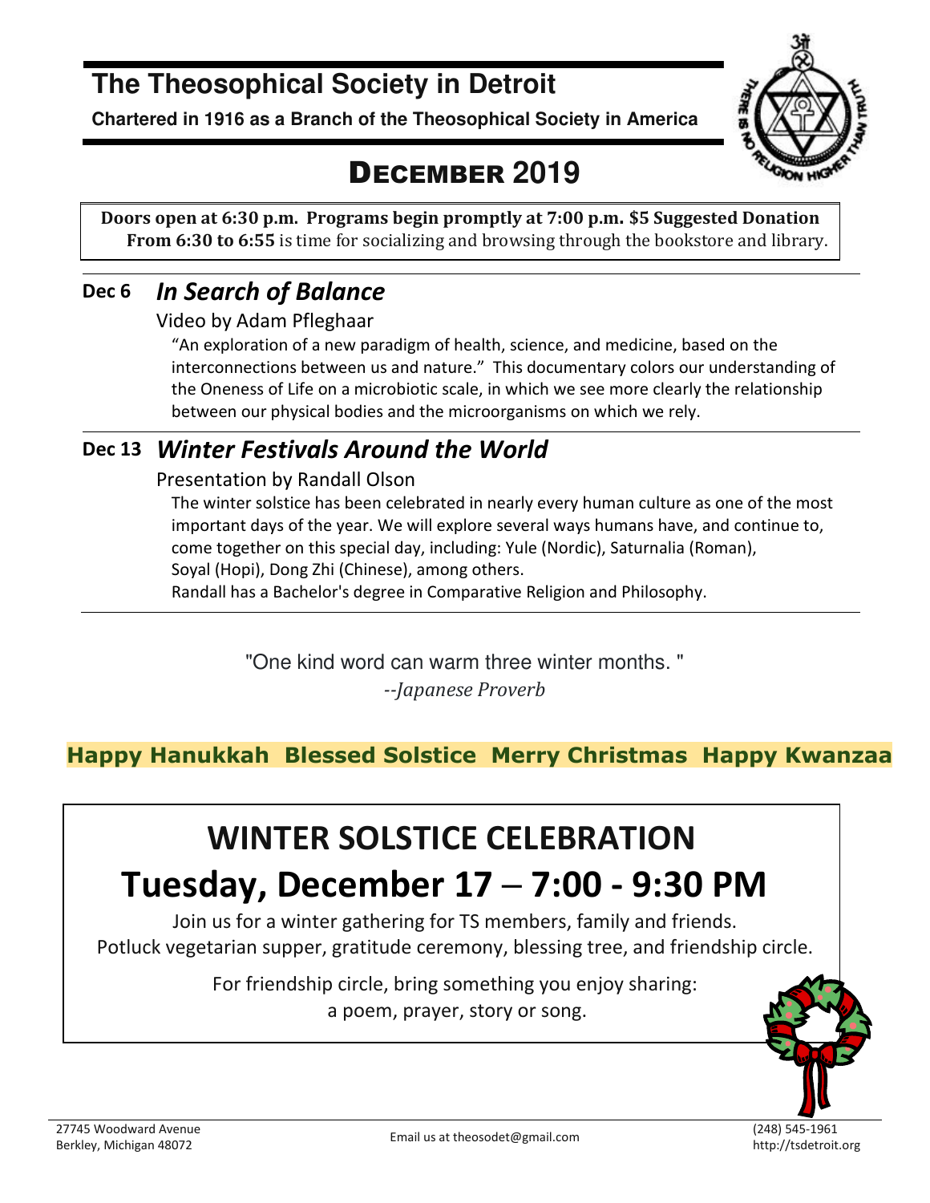# The Theosophical Society in Detroit

**Chartered in 1916 as a Branch of the Theosophical Society in America**

## DECEMBER 2019

**Doors open at 6:30 p.m. Programs begin promptly at 7:00 p.m. $5 Suggested Donation**
**From 6:30 to 6:55** is time for socializing and browsing through the bookstore and library.

---

### Dec 6 *In Search of Balance*

Video by Adam Pfleghaar

"An exploration of a new paradigm of health, science, and medicine, based on the interconnections between us and nature." This documentary colors our understanding of the Oneness of Life on a microbiotic scale, in which we see more clearly the relationship between our physical bodies and the microorganisms on which we rely.

---

### Dec 13 *Winter Festivals Around the World*

Presentation by Randall Olson

The winter solstice has been celebrated in nearly every human culture as one of the most important days of the year. We will explore several ways humans have, and continue to, come together on this special day, including: Yule (Nordic), Saturnalia (Roman), Soyal (Hopi), Dong Zhi (Chinese), among others.

Randall has a Bachelor's degree in Comparative Religion and Philosophy.

---

"One kind word can warm three winter months. "

*--Japanese Proverb*

**Happy Hanukkah Blessed Solstice Merry Christmas Happy Kwanzaa**

## WINTER SOLSTICE CELEBRATION

## Tuesday, December 17 – 7:00 - 9:30 PM

Join us for a winter gathering for TS members, family and friends.
Potluck vegetarian supper, gratitude ceremony, blessing tree, and friendship circle.

For friendship circle, bring something you enjoy sharing:
a poem, prayer, story or song.

---

27745 Woodward Avenue
Berkley, Michigan 48072

Email us at theosodet@gmail.com

(248) 545-1961
http://tsdetroit.org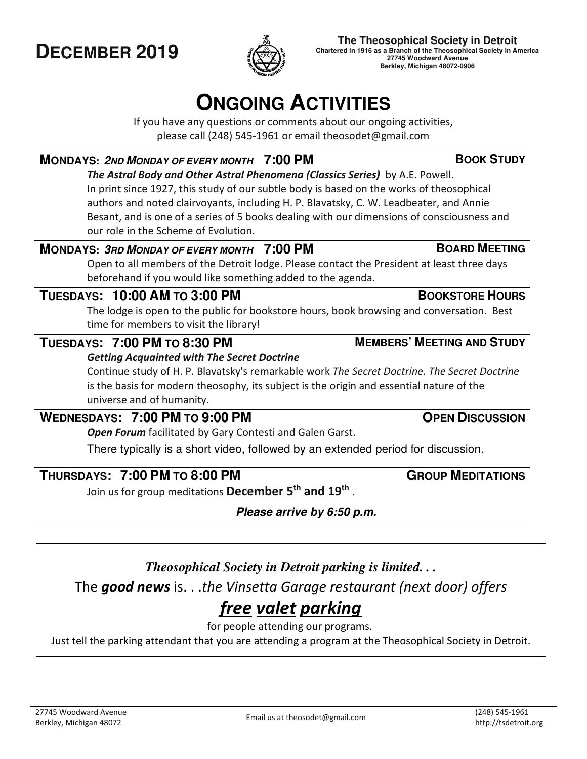**DECEMBER 2019**

**The Theosophical Society in Detroit**
**Chartered in 1916 as a Branch of the Theosophical Society in America**
**27745 Woodward Avenue**
**Berkley, Michigan 48072-0906**

# ONGOING ACTIVITIES

If you have any questions or comments about our ongoing activities, please call (248) 545-1961 or email theosodet@gmail.com

---

**MONDAYS: *2ND MONDAY OF EVERY MONTH* 7:00 PM** — **BOOK STUDY**

***The Astral Body and Other Astral Phenomena (Classics Series)*** by A.E. Powell.
In print since 1927, this study of our subtle body is based on the works of theosophical authors and noted clairvoyants, including H. P. Blavatsky, C. W. Leadbeater, and Annie Besant, and is one of a series of 5 books dealing with our dimensions of consciousness and our role in the Scheme of Evolution.

---

**MONDAYS: *3RD MONDAY OF EVERY MONTH* 7:00 PM** — **BOARD MEETING**

Open to all members of the Detroit lodge. Please contact the President at least three days beforehand if you would like something added to the agenda.

---

**TUESDAYS: 10:00 AM TO 3:00 PM** — **BOOKSTORE HOURS**

The lodge is open to the public for bookstore hours, book browsing and conversation. Best time for members to visit the library!

---

**TUESDAYS: 7:00 PM TO 8:30 PM** — **MEMBERS' MEETING AND STUDY**

***Getting Acquainted with The Secret Doctrine***
Continue study of H. P. Blavatsky's remarkable work *The Secret Doctrine. The Secret Doctrine* is the basis for modern theosophy, its subject is the origin and essential nature of the universe and of humanity.

---

**WEDNESDAYS: 7:00 PM TO 9:00 PM** — **OPEN DISCUSSION**

***Open Forum*** facilitated by Gary Contesti and Galen Garst.

There typically is a short video, followed by an extended period for discussion.

---

**THURSDAYS: 7:00 PM TO 8:00 PM** — **GROUP MEDITATIONS**

Join us for group meditations **December 5th and 19th** .

***Please arrive by 6:50 p.m.***

---

***Theosophical Society in Detroit parking is limited. . .***

The ***good news*** is. . .*the Vinsetta Garage restaurant (next door) offers*

***free valet parking***

for people attending our programs.

Just tell the parking attendant that you are attending a program at the Theosophical Society in Detroit.

---

27745 Woodward Avenue
Berkley, Michigan 48072

Email us at theosodet@gmail.com

(248) 545-1961
http://tsdetroit.org